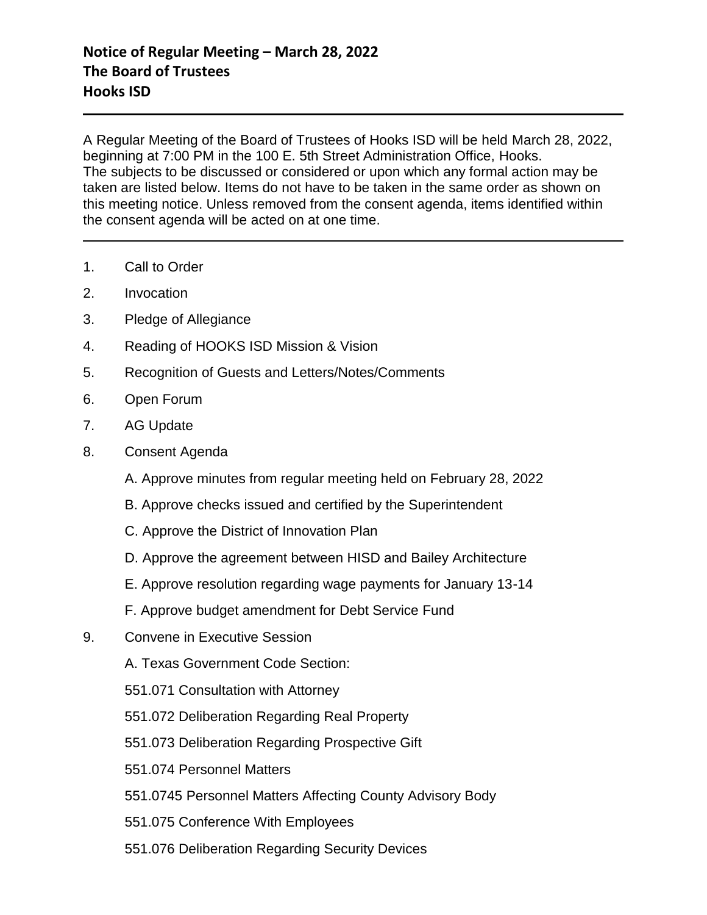**Notice of Regular Meeting – March 28, 2022**
**The Board of Trustees**
**Hooks ISD**

---

A Regular Meeting of the Board of Trustees of Hooks ISD will be held March 28, 2022, beginning at 7:00 PM in the 100 E. 5th Street Administration Office, Hooks. The subjects to be discussed or considered or upon which any formal action may be taken are listed below. Items do not have to be taken in the same order as shown on this meeting notice. Unless removed from the consent agenda, items identified within the consent agenda will be acted on at one time.

---

1. Call to Order
2. Invocation
3. Pledge of Allegiance
4. Reading of HOOKS ISD Mission & Vision
5. Recognition of Guests and Letters/Notes/Comments
6. Open Forum
7. AG Update
8. Consent Agenda

   A. Approve minutes from regular meeting held on February 28, 2022

   B. Approve checks issued and certified by the Superintendent

   C. Approve the District of Innovation Plan

   D. Approve the agreement between HISD and Bailey Architecture

   E. Approve resolution regarding wage payments for January 13-14

   F. Approve budget amendment for Debt Service Fund

9. Convene in Executive Session

   A. Texas Government Code Section:

   551.071 Consultation with Attorney

   551.072 Deliberation Regarding Real Property

   551.073 Deliberation Regarding Prospective Gift

   551.074 Personnel Matters

   551.0745 Personnel Matters Affecting County Advisory Body

   551.075 Conference With Employees

   551.076 Deliberation Regarding Security Devices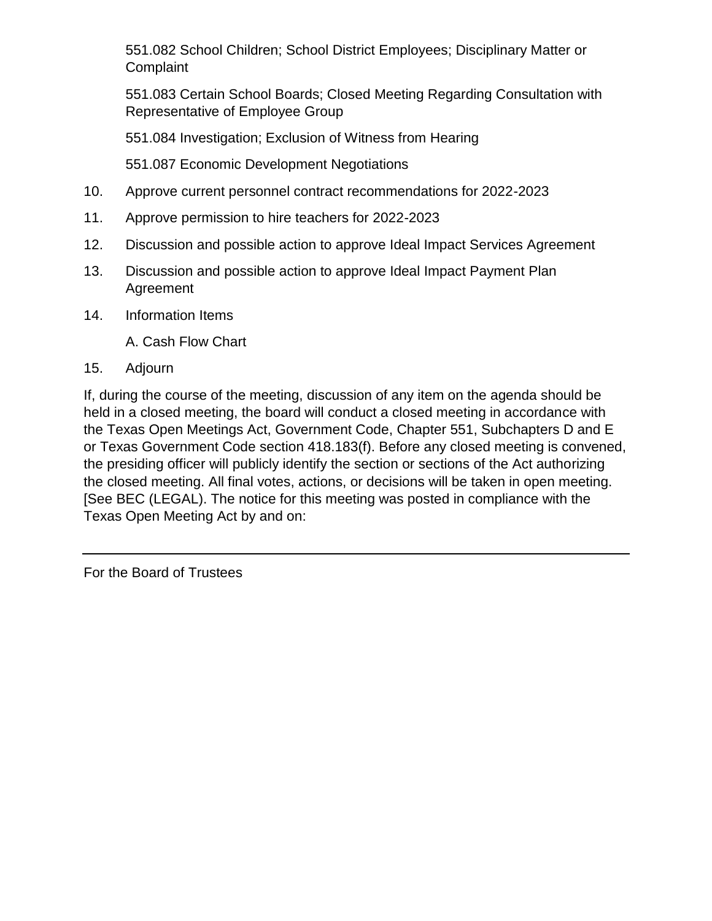551.082 School Children; School District Employees; Disciplinary Matter or Complaint

551.083 Certain School Boards; Closed Meeting Regarding Consultation with Representative of Employee Group

551.084 Investigation; Exclusion of Witness from Hearing

551.087 Economic Development Negotiations

10. Approve current personnel contract recommendations for 2022-2023
11. Approve permission to hire teachers for 2022-2023
12. Discussion and possible action to approve Ideal Impact Services Agreement
13. Discussion and possible action to approve Ideal Impact Payment Plan Agreement
14. Information Items

    A. Cash Flow Chart

15. Adjourn

If, during the course of the meeting, discussion of any item on the agenda should be held in a closed meeting, the board will conduct a closed meeting in accordance with the Texas Open Meetings Act, Government Code, Chapter 551, Subchapters D and E or Texas Government Code section 418.183(f). Before any closed meeting is convened, the presiding officer will publicly identify the section or sections of the Act authorizing the closed meeting. All final votes, actions, or decisions will be taken in open meeting. [See BEC (LEGAL). The notice for this meeting was posted in compliance with the Texas Open Meeting Act by and on:

---

For the Board of Trustees